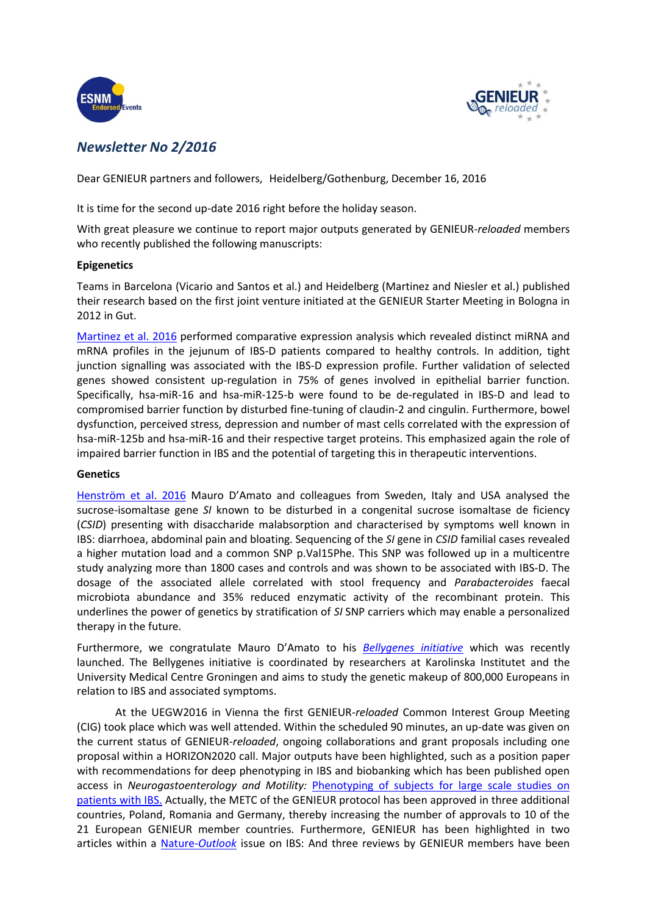## *Newsletter No 2/2016*

Dear GENIEUR partners and followers, Heidelberg/Gothenburg, December 16, 2016

It is time for the second up-date 2016 right before the holiday season.

With great pleasure we continue to report major outputs generated by GENIEUR-*reloaded* members who recently published the following manuscripts:

**Epigenetics**

Teams in Barcelona (Vicario and Santos et al.) and Heidelberg (Martinez and Niesler et al.) published their research based on the first joint venture initiated at the GENIEUR Starter Meeting in Bologna in 2012 in Gut.

Martinez et al. 2016 performed comparative expression analysis which revealed distinct miRNA and mRNA profiles in the jejunum of IBS-D patients compared to healthy controls. In addition, tight junction signalling was associated with the IBS-D expression profile. Further validation of selected genes showed consistent up-regulation in 75% of genes involved in epithelial barrier function. Specifically, hsa-miR-16 and hsa-miR-125-b were found to be de-regulated in IBS-D and lead to compromised barrier function by disturbed fine-tuning of claudin-2 and cingulin. Furthermore, bowel dysfunction, perceived stress, depression and number of mast cells correlated with the expression of hsa-miR-125b and hsa-miR-16 and their respective target proteins. This emphasized again the role of impaired barrier function in IBS and the potential of targeting this in therapeutic interventions.

**Genetics**

Henström et al. 2016 Mauro D'Amato and colleagues from Sweden, Italy and USA analysed the sucrose-isomaltase gene *SI* known to be disturbed in a congenital sucrose isomaltase de ficiency (*CSID*) presenting with disaccharide malabsorption and characterised by symptoms well known in IBS: diarrhoea, abdominal pain and bloating. Sequencing of the *SI* gene in *CSID* familial cases revealed a higher mutation load and a common SNP p.Val15Phe. This SNP was followed up in a multicentre study analyzing more than 1800 cases and controls and was shown to be associated with IBS-D. The dosage of the associated allele correlated with stool frequency and *Parabacteroides* faecal microbiota abundance and 35% reduced enzymatic activity of the recombinant protein. This underlines the power of genetics by stratification of *SI* SNP carriers which may enable a personalized therapy in the future.

Furthermore, we congratulate Mauro D'Amato to his ***Bellygenes initiative*** which was recently launched. The Bellygenes initiative is coordinated by researchers at Karolinska Institutet and the University Medical Centre Groningen and aims to study the genetic makeup of 800,000 Europeans in relation to IBS and associated symptoms.

At the UEGW2016 in Vienna the first GENIEUR-*reloaded* Common Interest Group Meeting (CIG) took place which was well attended. Within the scheduled 90 minutes, an up-date was given on the current status of GENIEUR-*reloaded*, ongoing collaborations and grant proposals including one proposal within a HORIZON2020 call. Major outputs have been highlighted, such as a position paper with recommendations for deep phenotyping in IBS and biobanking which has been published open access in *Neurogastoenterology and Motility:* Phenotyping of subjects for large scale studies on patients with IBS. Actually, the METC of the GENIEUR protocol has been approved in three additional countries, Poland, Romania and Germany, thereby increasing the number of approvals to 10 of the 21 European GENIEUR member countries. Furthermore, GENIEUR has been highlighted in two articles within a Nature-*Outlook* issue on IBS: And three reviews by GENIEUR members have been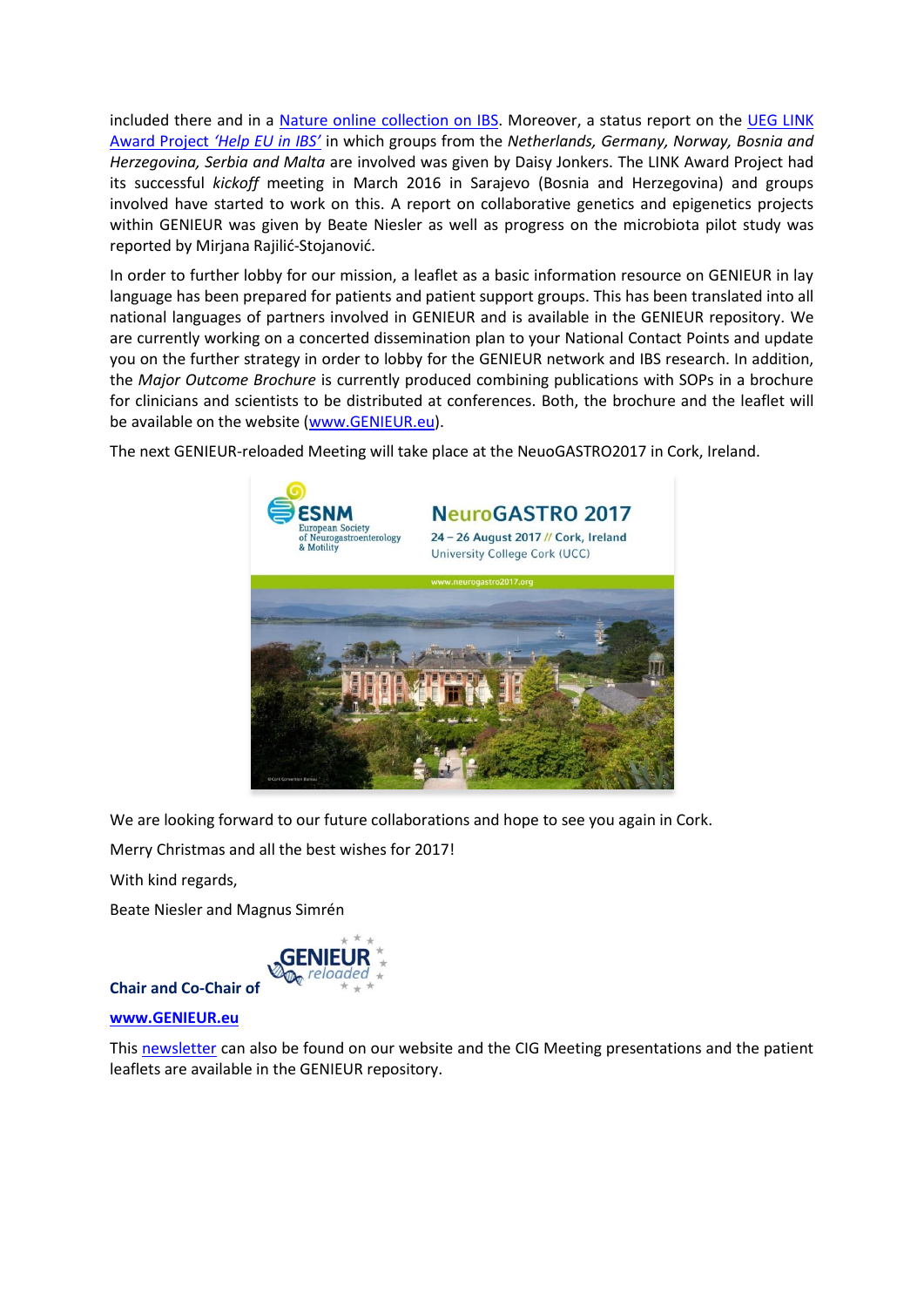included there and in a [Nature online collection on IBS](). Moreover, a status report on the [UEG LINK Award Project *'Help EU in IBS'*]() in which groups from the *Netherlands, Germany, Norway, Bosnia and Herzegovina, Serbia and Malta* are involved was given by Daisy Jonkers. The LINK Award Project had its successful *kickoff* meeting in March 2016 in Sarajevo (Bosnia and Herzegovina) and groups involved have started to work on this. A report on collaborative genetics and epigenetics projects within GENIEUR was given by Beate Niesler as well as progress on the microbiota pilot study was reported by Mirjana Rajilić-Stojanović.

In order to further lobby for our mission, a leaflet as a basic information resource on GENIEUR in lay language has been prepared for patients and patient support groups. This has been translated into all national languages of partners involved in GENIEUR and is available in the GENIEUR repository. We are currently working on a concerted dissemination plan to your National Contact Points and update you on the further strategy in order to lobby for the GENIEUR network and IBS research. In addition, the *Major Outcome Brochure* is currently produced combining publications with SOPs in a brochure for clinicians and scientists to be distributed at conferences. Both, the brochure and the leaflet will be available on the website (www.GENIEUR.eu).

The next GENIEUR-reloaded Meeting will take place at the NeuoGASTRO2017 in Cork, Ireland.

ESNM European Society of Neurogastroenterology & Motility

NeuroGASTRO 2017

24 – 26 August 2017 // Cork, Ireland

University College Cork (UCC)

www.neurogastro2017.org

We are looking forward to our future collaborations and hope to see you again in Cork.

Merry Christmas and all the best wishes for 2017!

With kind regards,

Beate Niesler and Magnus Simrén

**Chair and Co-Chair of** GENIEUR reloaded

**www.GENIEUR.eu**

This [newsletter]() can also be found on our website and the CIG Meeting presentations and the patient leaflets are available in the GENIEUR repository.